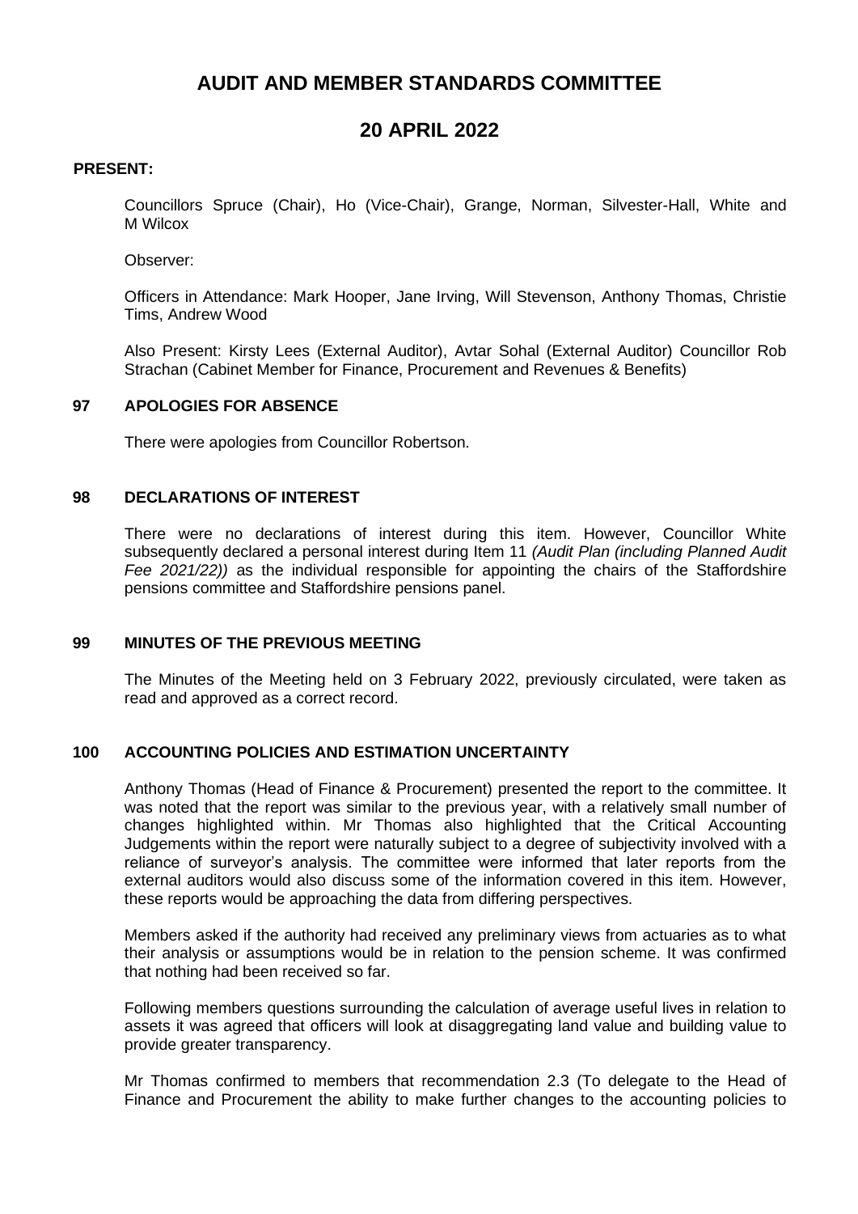# AUDIT AND MEMBER STANDARDS COMMITTEE

# 20 APRIL 2022

**PRESENT:**

Councillors Spruce (Chair), Ho (Vice-Chair), Grange, Norman, Silvester-Hall, White and M Wilcox

Observer:

Officers in Attendance: Mark Hooper, Jane Irving, Will Stevenson, Anthony Thomas, Christie Tims, Andrew Wood

Also Present: Kirsty Lees (External Auditor), Avtar Sohal (External Auditor) Councillor Rob Strachan (Cabinet Member for Finance, Procurement and Revenues & Benefits)

## 97 APOLOGIES FOR ABSENCE

There were apologies from Councillor Robertson.

## 98 DECLARATIONS OF INTEREST

There were no declarations of interest during this item. However, Councillor White subsequently declared a personal interest during Item 11 *(Audit Plan (including Planned Audit Fee 2021/22))* as the individual responsible for appointing the chairs of the Staffordshire pensions committee and Staffordshire pensions panel.

## 99 MINUTES OF THE PREVIOUS MEETING

The Minutes of the Meeting held on 3 February 2022, previously circulated, were taken as read and approved as a correct record.

## 100 ACCOUNTING POLICIES AND ESTIMATION UNCERTAINTY

Anthony Thomas (Head of Finance & Procurement) presented the report to the committee. It was noted that the report was similar to the previous year, with a relatively small number of changes highlighted within. Mr Thomas also highlighted that the Critical Accounting Judgements within the report were naturally subject to a degree of subjectivity involved with a reliance of surveyor's analysis. The committee were informed that later reports from the external auditors would also discuss some of the information covered in this item. However, these reports would be approaching the data from differing perspectives.

Members asked if the authority had received any preliminary views from actuaries as to what their analysis or assumptions would be in relation to the pension scheme. It was confirmed that nothing had been received so far.

Following members questions surrounding the calculation of average useful lives in relation to assets it was agreed that officers will look at disaggregating land value and building value to provide greater transparency.

Mr Thomas confirmed to members that recommendation 2.3 (To delegate to the Head of Finance and Procurement the ability to make further changes to the accounting policies to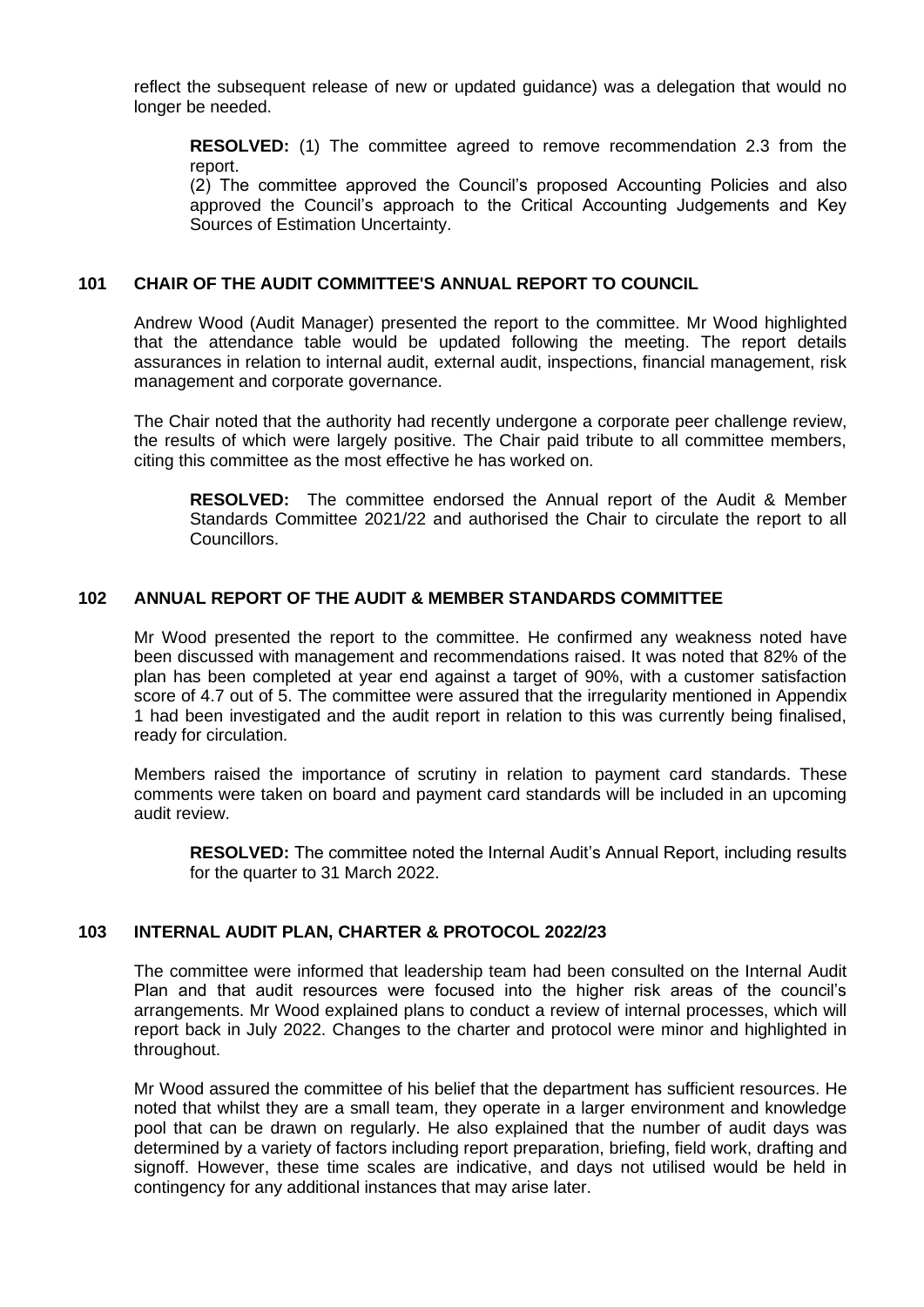reflect the subsequent release of new or updated guidance) was a delegation that would no longer be needed.

> **RESOLVED:** (1) The committee agreed to remove recommendation 2.3 from the report.
> (2) The committee approved the Council's proposed Accounting Policies and also approved the Council's approach to the Critical Accounting Judgements and Key Sources of Estimation Uncertainty.

### 101 CHAIR OF THE AUDIT COMMITTEE'S ANNUAL REPORT TO COUNCIL

Andrew Wood (Audit Manager) presented the report to the committee. Mr Wood highlighted that the attendance table would be updated following the meeting. The report details assurances in relation to internal audit, external audit, inspections, financial management, risk management and corporate governance.

The Chair noted that the authority had recently undergone a corporate peer challenge review, the results of which were largely positive. The Chair paid tribute to all committee members, citing this committee as the most effective he has worked on.

> **RESOLVED:** The committee endorsed the Annual report of the Audit & Member Standards Committee 2021/22 and authorised the Chair to circulate the report to all Councillors.

### 102 ANNUAL REPORT OF THE AUDIT & MEMBER STANDARDS COMMITTEE

Mr Wood presented the report to the committee. He confirmed any weakness noted have been discussed with management and recommendations raised. It was noted that 82% of the plan has been completed at year end against a target of 90%, with a customer satisfaction score of 4.7 out of 5. The committee were assured that the irregularity mentioned in Appendix 1 had been investigated and the audit report in relation to this was currently being finalised, ready for circulation.

Members raised the importance of scrutiny in relation to payment card standards. These comments were taken on board and payment card standards will be included in an upcoming audit review.

> **RESOLVED:** The committee noted the Internal Audit's Annual Report, including results for the quarter to 31 March 2022.

### 103 INTERNAL AUDIT PLAN, CHARTER & PROTOCOL 2022/23

The committee were informed that leadership team had been consulted on the Internal Audit Plan and that audit resources were focused into the higher risk areas of the council's arrangements. Mr Wood explained plans to conduct a review of internal processes, which will report back in July 2022. Changes to the charter and protocol were minor and highlighted in throughout.

Mr Wood assured the committee of his belief that the department has sufficient resources. He noted that whilst they are a small team, they operate in a larger environment and knowledge pool that can be drawn on regularly. He also explained that the number of audit days was determined by a variety of factors including report preparation, briefing, field work, drafting and signoff. However, these time scales are indicative, and days not utilised would be held in contingency for any additional instances that may arise later.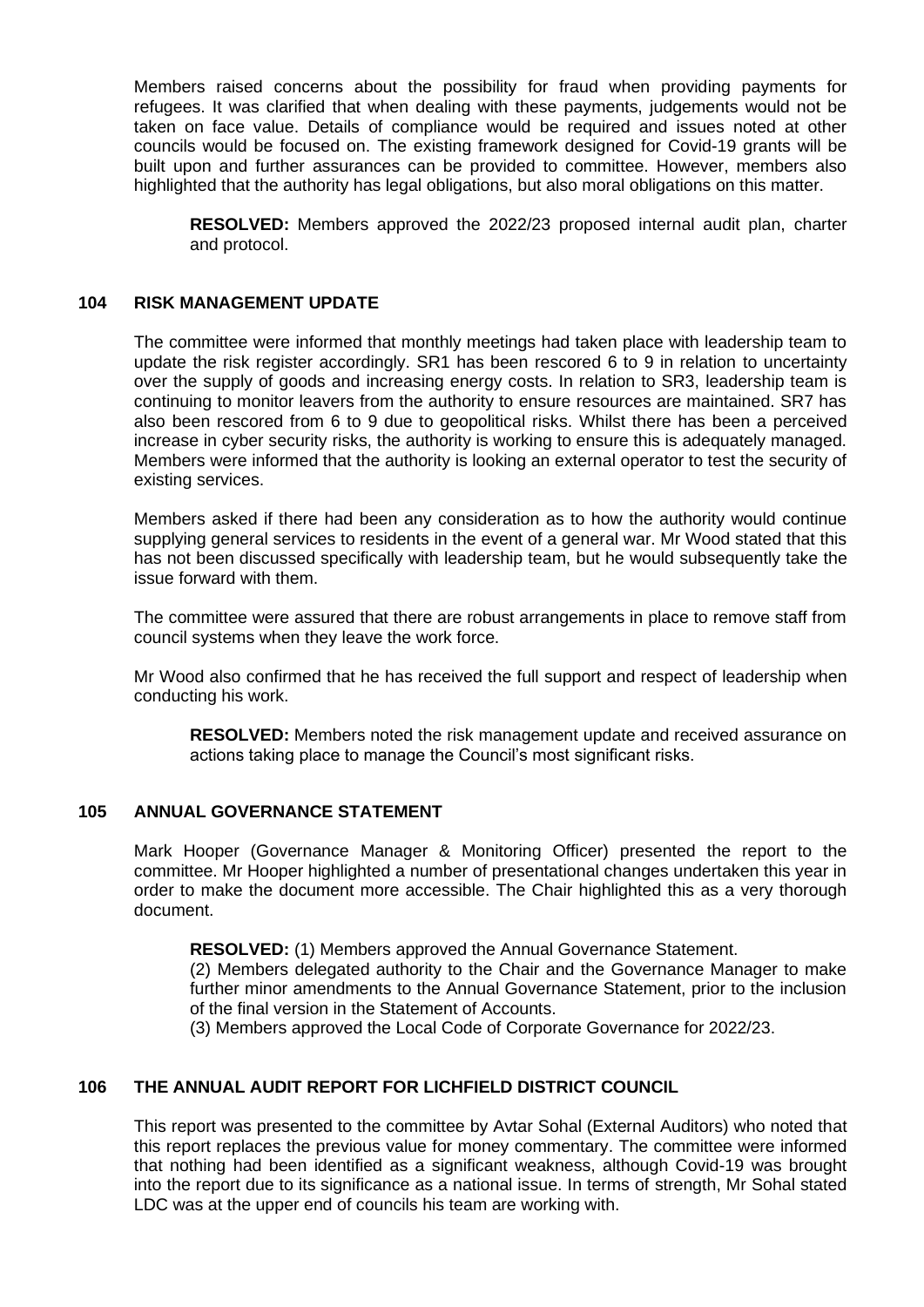Members raised concerns about the possibility for fraud when providing payments for refugees. It was clarified that when dealing with these payments, judgements would not be taken on face value. Details of compliance would be required and issues noted at other councils would be focused on. The existing framework designed for Covid-19 grants will be built upon and further assurances can be provided to committee. However, members also highlighted that the authority has legal obligations, but also moral obligations on this matter.

> **RESOLVED:** Members approved the 2022/23 proposed internal audit plan, charter and protocol.

## 104 RISK MANAGEMENT UPDATE

The committee were informed that monthly meetings had taken place with leadership team to update the risk register accordingly. SR1 has been rescored 6 to 9 in relation to uncertainty over the supply of goods and increasing energy costs. In relation to SR3, leadership team is continuing to monitor leavers from the authority to ensure resources are maintained. SR7 has also been rescored from 6 to 9 due to geopolitical risks. Whilst there has been a perceived increase in cyber security risks, the authority is working to ensure this is adequately managed. Members were informed that the authority is looking an external operator to test the security of existing services.

Members asked if there had been any consideration as to how the authority would continue supplying general services to residents in the event of a general war. Mr Wood stated that this has not been discussed specifically with leadership team, but he would subsequently take the issue forward with them.

The committee were assured that there are robust arrangements in place to remove staff from council systems when they leave the work force.

Mr Wood also confirmed that he has received the full support and respect of leadership when conducting his work.

> **RESOLVED:** Members noted the risk management update and received assurance on actions taking place to manage the Council's most significant risks.

## 105 ANNUAL GOVERNANCE STATEMENT

Mark Hooper (Governance Manager & Monitoring Officer) presented the report to the committee. Mr Hooper highlighted a number of presentational changes undertaken this year in order to make the document more accessible. The Chair highlighted this as a very thorough document.

> **RESOLVED:** (1) Members approved the Annual Governance Statement.
>
> (2) Members delegated authority to the Chair and the Governance Manager to make further minor amendments to the Annual Governance Statement, prior to the inclusion of the final version in the Statement of Accounts.
>
> (3) Members approved the Local Code of Corporate Governance for 2022/23.

## 106 THE ANNUAL AUDIT REPORT FOR LICHFIELD DISTRICT COUNCIL

This report was presented to the committee by Avtar Sohal (External Auditors) who noted that this report replaces the previous value for money commentary. The committee were informed that nothing had been identified as a significant weakness, although Covid-19 was brought into the report due to its significance as a national issue. In terms of strength, Mr Sohal stated LDC was at the upper end of councils his team are working with.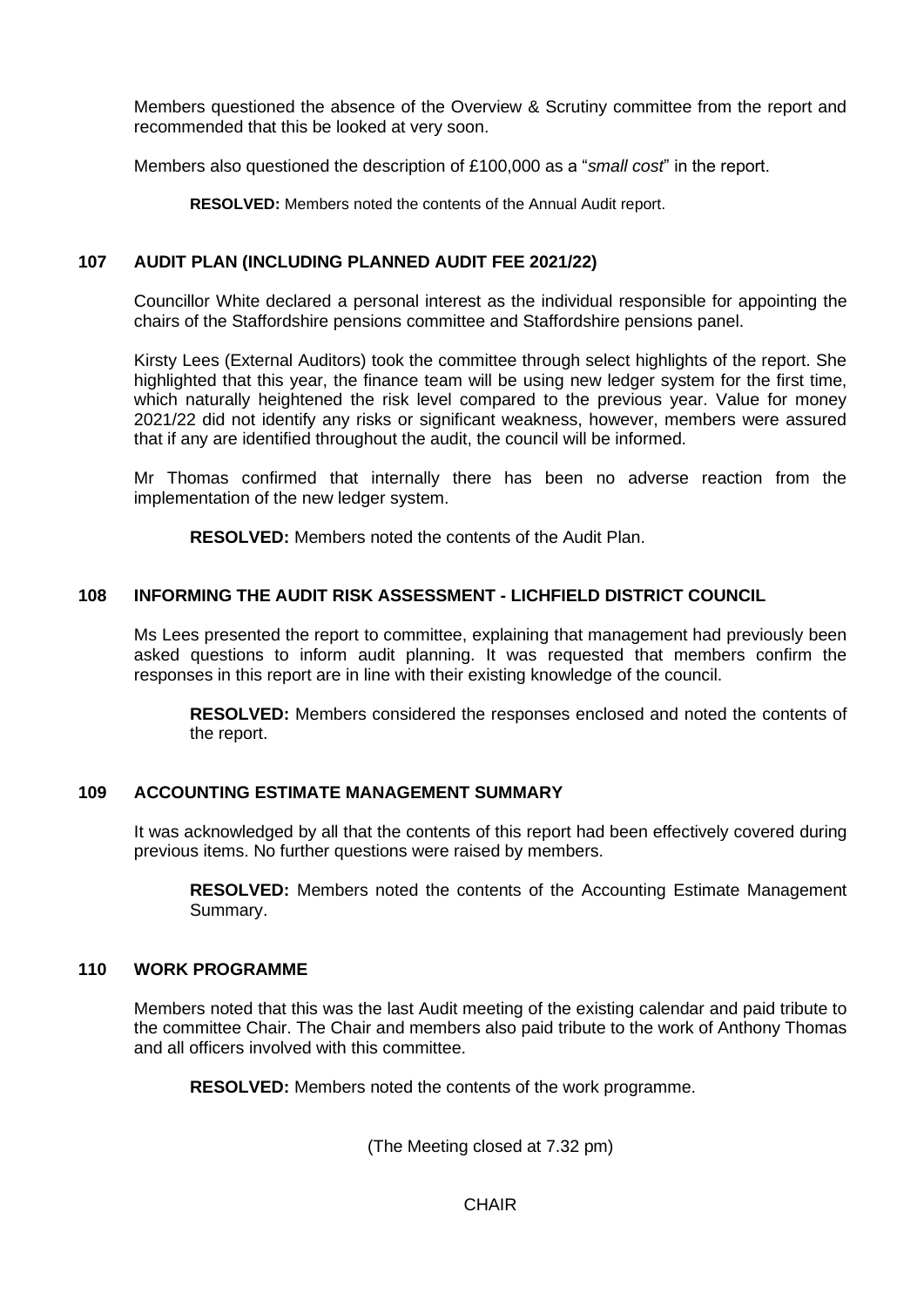Members questioned the absence of the Overview & Scrutiny committee from the report and recommended that this be looked at very soon.

Members also questioned the description of £100,000 as a "*small cost*" in the report.

**RESOLVED:** Members noted the contents of the Annual Audit report.

## 107 AUDIT PLAN (INCLUDING PLANNED AUDIT FEE 2021/22)

Councillor White declared a personal interest as the individual responsible for appointing the chairs of the Staffordshire pensions committee and Staffordshire pensions panel.

Kirsty Lees (External Auditors) took the committee through select highlights of the report. She highlighted that this year, the finance team will be using new ledger system for the first time, which naturally heightened the risk level compared to the previous year. Value for money 2021/22 did not identify any risks or significant weakness, however, members were assured that if any are identified throughout the audit, the council will be informed.

Mr Thomas confirmed that internally there has been no adverse reaction from the implementation of the new ledger system.

**RESOLVED:** Members noted the contents of the Audit Plan.

## 108 INFORMING THE AUDIT RISK ASSESSMENT - LICHFIELD DISTRICT COUNCIL

Ms Lees presented the report to committee, explaining that management had previously been asked questions to inform audit planning. It was requested that members confirm the responses in this report are in line with their existing knowledge of the council.

**RESOLVED:** Members considered the responses enclosed and noted the contents of the report.

## 109 ACCOUNTING ESTIMATE MANAGEMENT SUMMARY

It was acknowledged by all that the contents of this report had been effectively covered during previous items. No further questions were raised by members.

**RESOLVED:** Members noted the contents of the Accounting Estimate Management Summary.

## 110 WORK PROGRAMME

Members noted that this was the last Audit meeting of the existing calendar and paid tribute to the committee Chair. The Chair and members also paid tribute to the work of Anthony Thomas and all officers involved with this committee.

**RESOLVED:** Members noted the contents of the work programme.

(The Meeting closed at 7.32 pm)

CHAIR